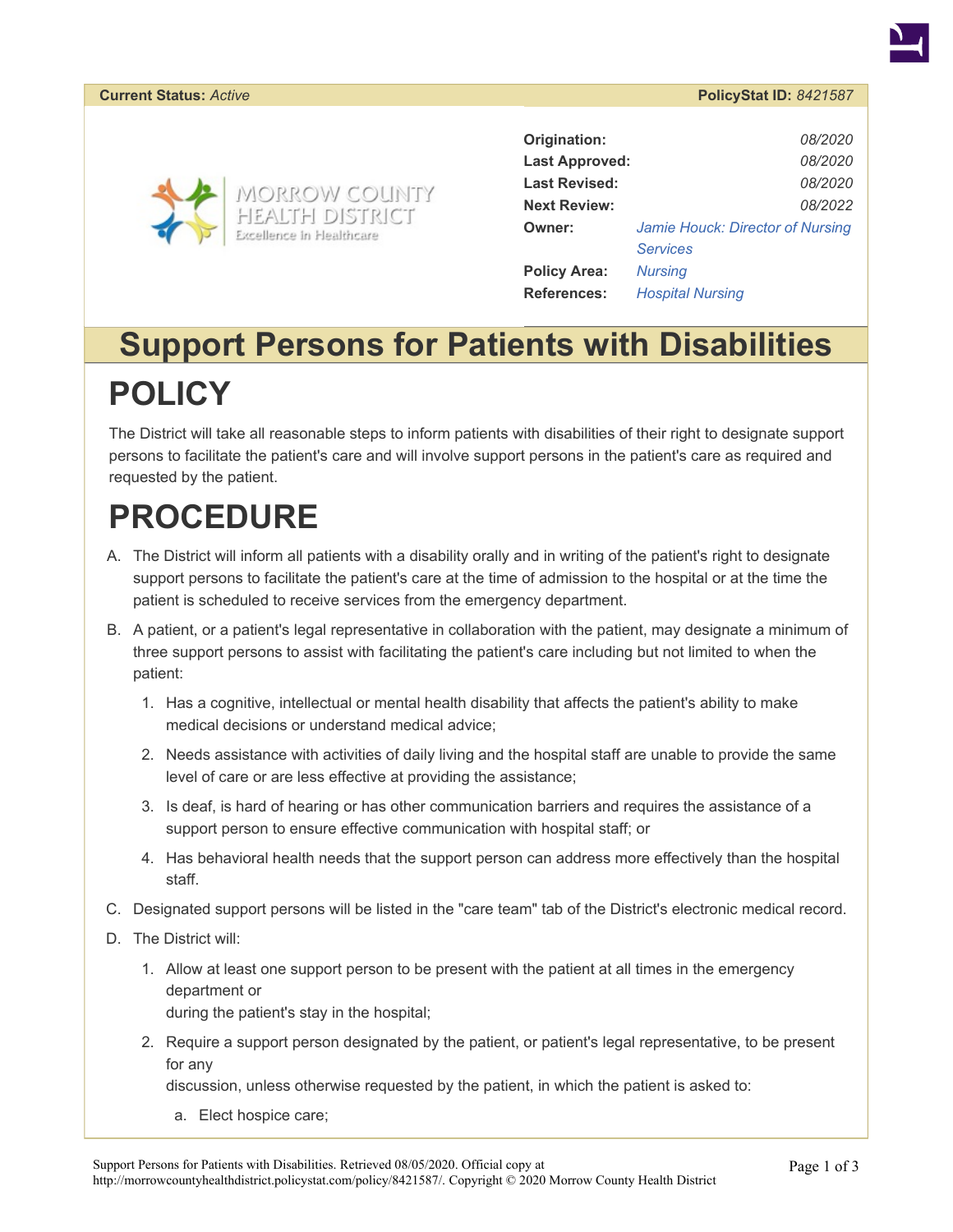**Current Status:** *Active* **PolicyStat ID:** *8421587*

MORROW COUNTY HEALTH DISTRICT
Excellence in Healthcare

| | |
|---|---|
| **Origination:** | *08/2020* |
| **Last Approved:** | *08/2020* |
| **Last Revised:** | *08/2020* |
| **Next Review:** | *08/2022* |
| **Owner:** | *Jamie Houck: Director of Nursing Services* |
| **Policy Area:** | *Nursing* |
| **References:** | *Hospital Nursing* |

# Support Persons for Patients with Disabilities

# POLICY

The District will take all reasonable steps to inform patients with disabilities of their right to designate support persons to facilitate the patient's care and will involve support persons in the patient's care as required and requested by the patient.

# PROCEDURE

A. The District will inform all patients with a disability orally and in writing of the patient's right to designate support persons to facilitate the patient's care at the time of admission to the hospital or at the time the patient is scheduled to receive services from the emergency department.

B. A patient, or a patient's legal representative in collaboration with the patient, may designate a minimum of three support persons to assist with facilitating the patient's care including but not limited to when the patient:

   1. Has a cognitive, intellectual or mental health disability that affects the patient's ability to make medical decisions or understand medical advice;
   2. Needs assistance with activities of daily living and the hospital staff are unable to provide the same level of care or are less effective at providing the assistance;
   3. Is deaf, is hard of hearing or has other communication barriers and requires the assistance of a support person to ensure effective communication with hospital staff; or
   4. Has behavioral health needs that the support person can address more effectively than the hospital staff.

C. Designated support persons will be listed in the "care team" tab of the District's electronic medical record.

D. The District will:

   1. Allow at least one support person to be present with the patient at all times in the emergency department or
      during the patient's stay in the hospital;
   2. Require a support person designated by the patient, or patient's legal representative, to be present for any
      discussion, unless otherwise requested by the patient, in which the patient is asked to:
      a. Elect hospice care;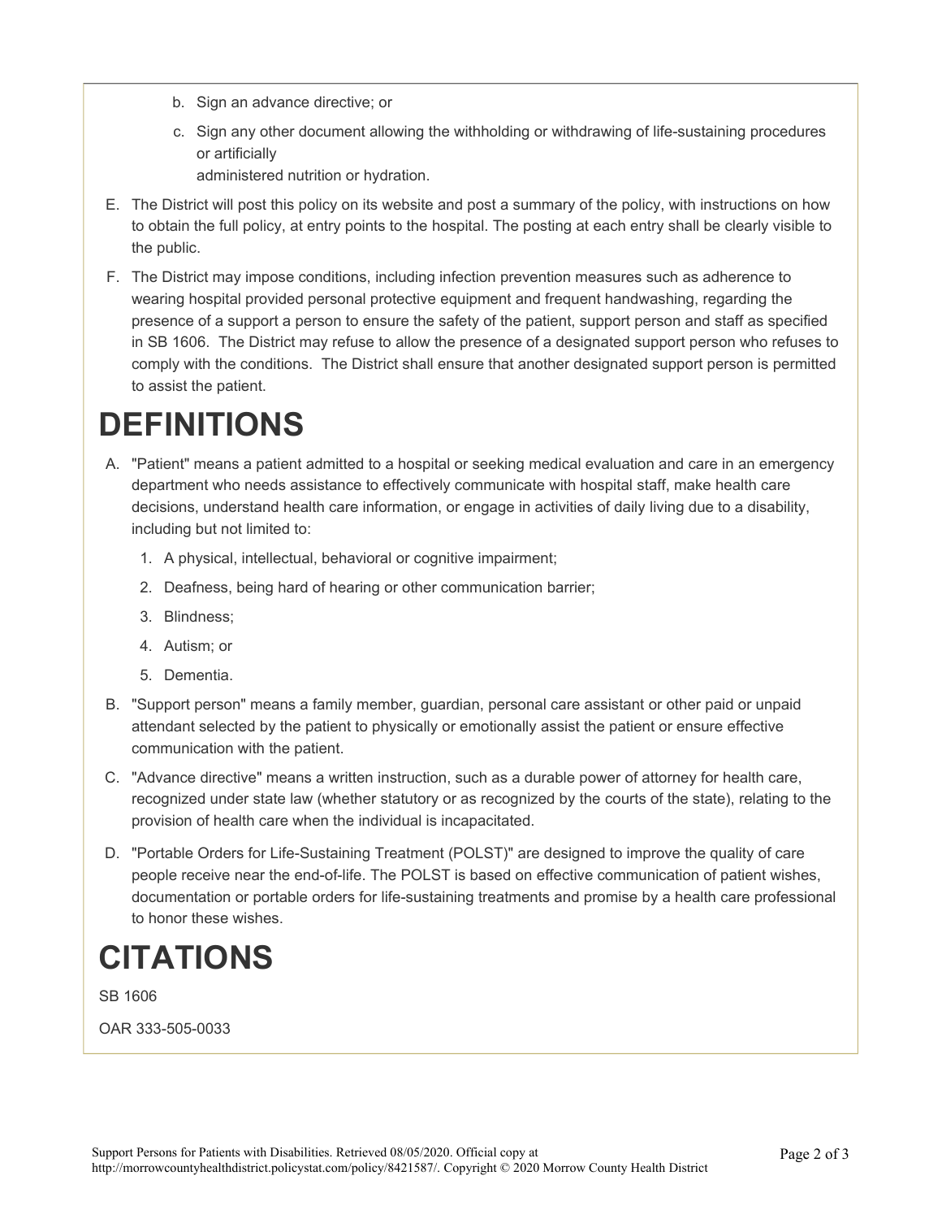b. Sign an advance directive; or

   c. Sign any other document allowing the withholding or withdrawing of life-sustaining procedures or artificially
   administered nutrition or hydration.

E. The District will post this policy on its website and post a summary of the policy, with instructions on how to obtain the full policy, at entry points to the hospital. The posting at each entry shall be clearly visible to the public.

F. The District may impose conditions, including infection prevention measures such as adherence to wearing hospital provided personal protective equipment and frequent handwashing, regarding the presence of a support a person to ensure the safety of the patient, support person and staff as specified in SB 1606. The District may refuse to allow the presence of a designated support person who refuses to comply with the conditions. The District shall ensure that another designated support person is permitted to assist the patient.

# DEFINITIONS

A. "Patient" means a patient admitted to a hospital or seeking medical evaluation and care in an emergency department who needs assistance to effectively communicate with hospital staff, make health care decisions, understand health care information, or engage in activities of daily living due to a disability, including but not limited to:

   1. A physical, intellectual, behavioral or cognitive impairment;
   2. Deafness, being hard of hearing or other communication barrier;
   3. Blindness;
   4. Autism; or
   5. Dementia.

B. "Support person" means a family member, guardian, personal care assistant or other paid or unpaid attendant selected by the patient to physically or emotionally assist the patient or ensure effective communication with the patient.

C. "Advance directive" means a written instruction, such as a durable power of attorney for health care, recognized under state law (whether statutory or as recognized by the courts of the state), relating to the provision of health care when the individual is incapacitated.

D. "Portable Orders for Life-Sustaining Treatment (POLST)" are designed to improve the quality of care people receive near the end-of-life. The POLST is based on effective communication of patient wishes, documentation or portable orders for life-sustaining treatments and promise by a health care professional to honor these wishes.

# CITATIONS

SB 1606

OAR 333-505-0033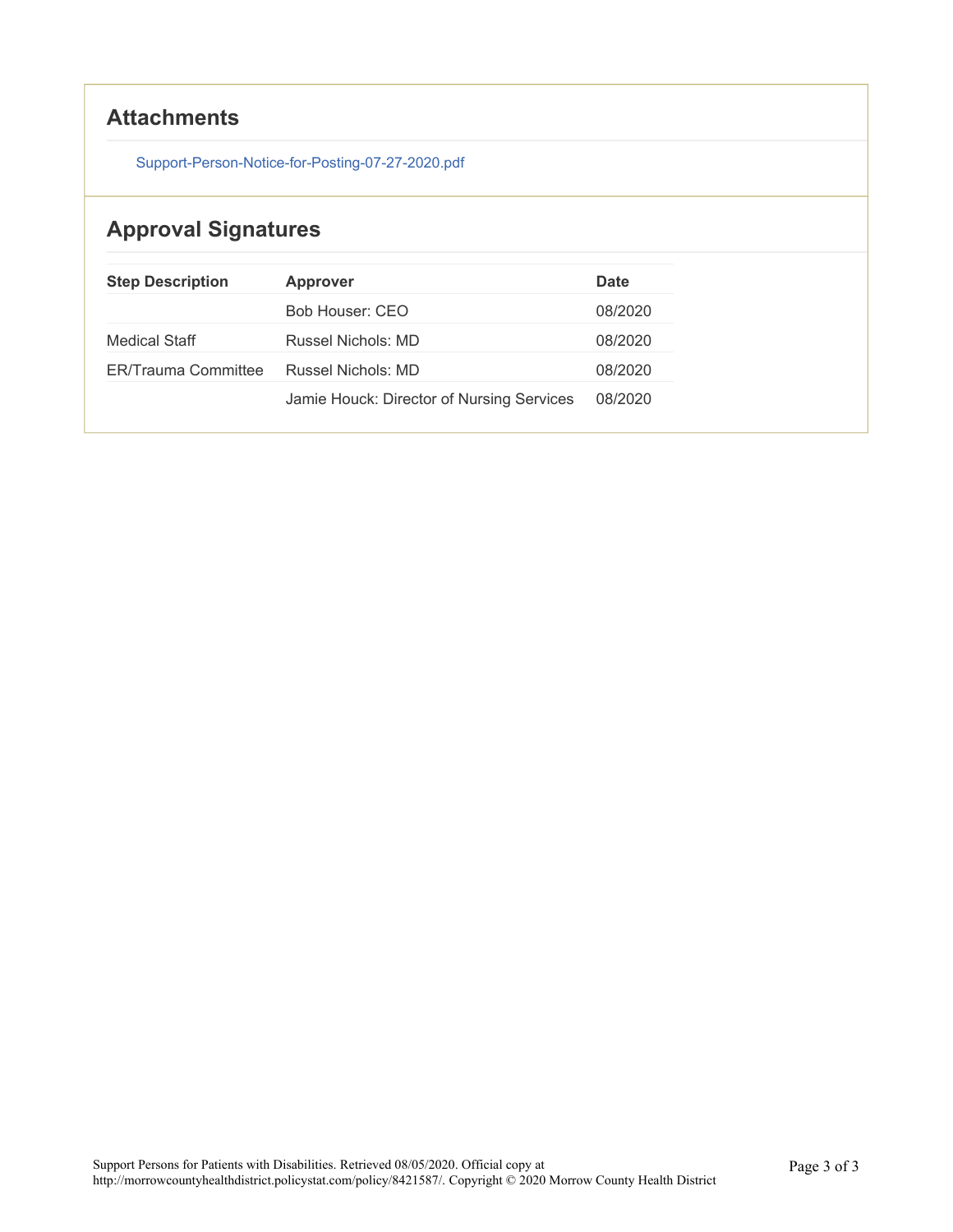## Attachments

Support-Person-Notice-for-Posting-07-27-2020.pdf

## Approval Signatures

| Step Description | Approver | Date |
|---|---|---|
| | Bob Houser: CEO | 08/2020 |
| Medical Staff | Russel Nichols: MD | 08/2020 |
| ER/Trauma Committee | Russel Nichols: MD | 08/2020 |
| | Jamie Houck: Director of Nursing Services | 08/2020 |